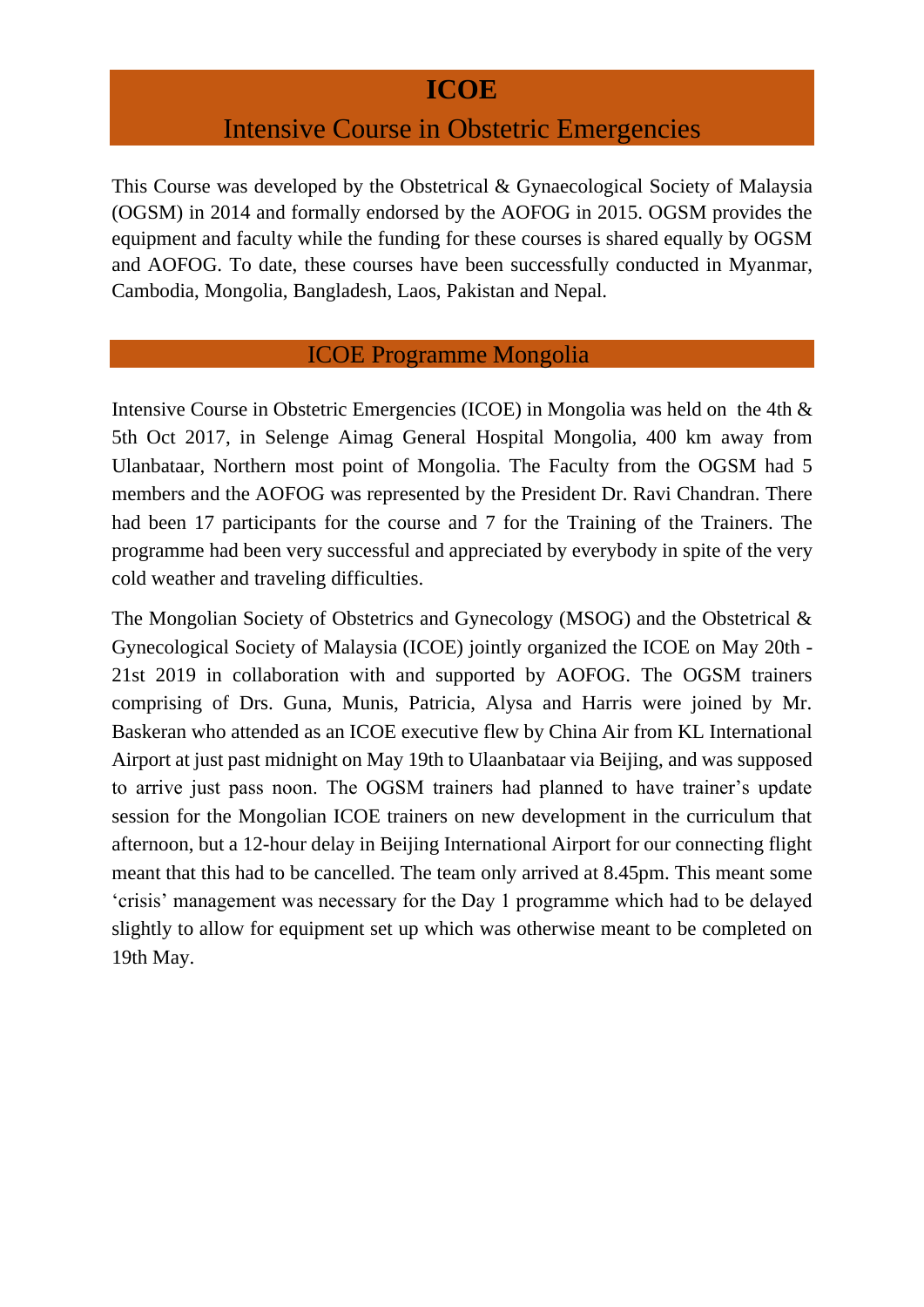# ICOE

## Intensive Course in Obstetric Emergencies

This Course was developed by the Obstetrical & Gynaecological Society of Malaysia (OGSM) in 2014 and formally endorsed by the AOFOG in 2015. OGSM provides the equipment and faculty while the funding for these courses is shared equally by OGSM and AOFOG. To date, these courses have been successfully conducted in Myanmar, Cambodia, Mongolia, Bangladesh, Laos, Pakistan and Nepal.

## ICOE Programme Mongolia

Intensive Course in Obstetric Emergencies (ICOE) in Mongolia was held on the 4th & 5th Oct 2017, in Selenge Aimag General Hospital Mongolia, 400 km away from Ulanbataar, Northern most point of Mongolia. The Faculty from the OGSM had 5 members and the AOFOG was represented by the President Dr. Ravi Chandran. There had been 17 participants for the course and 7 for the Training of the Trainers. The programme had been very successful and appreciated by everybody in spite of the very cold weather and traveling difficulties.

The Mongolian Society of Obstetrics and Gynecology (MSOG) and the Obstetrical & Gynecological Society of Malaysia (ICOE) jointly organized the ICOE on May 20th - 21st 2019 in collaboration with and supported by AOFOG. The OGSM trainers comprising of Drs. Guna, Munis, Patricia, Alysa and Harris were joined by Mr. Baskeran who attended as an ICOE executive flew by China Air from KL International Airport at just past midnight on May 19th to Ulaanbataar via Beijing, and was supposed to arrive just pass noon. The OGSM trainers had planned to have trainer's update session for the Mongolian ICOE trainers on new development in the curriculum that afternoon, but a 12-hour delay in Beijing International Airport for our connecting flight meant that this had to be cancelled. The team only arrived at 8.45pm. This meant some 'crisis' management was necessary for the Day 1 programme which had to be delayed slightly to allow for equipment set up which was otherwise meant to be completed on 19th May.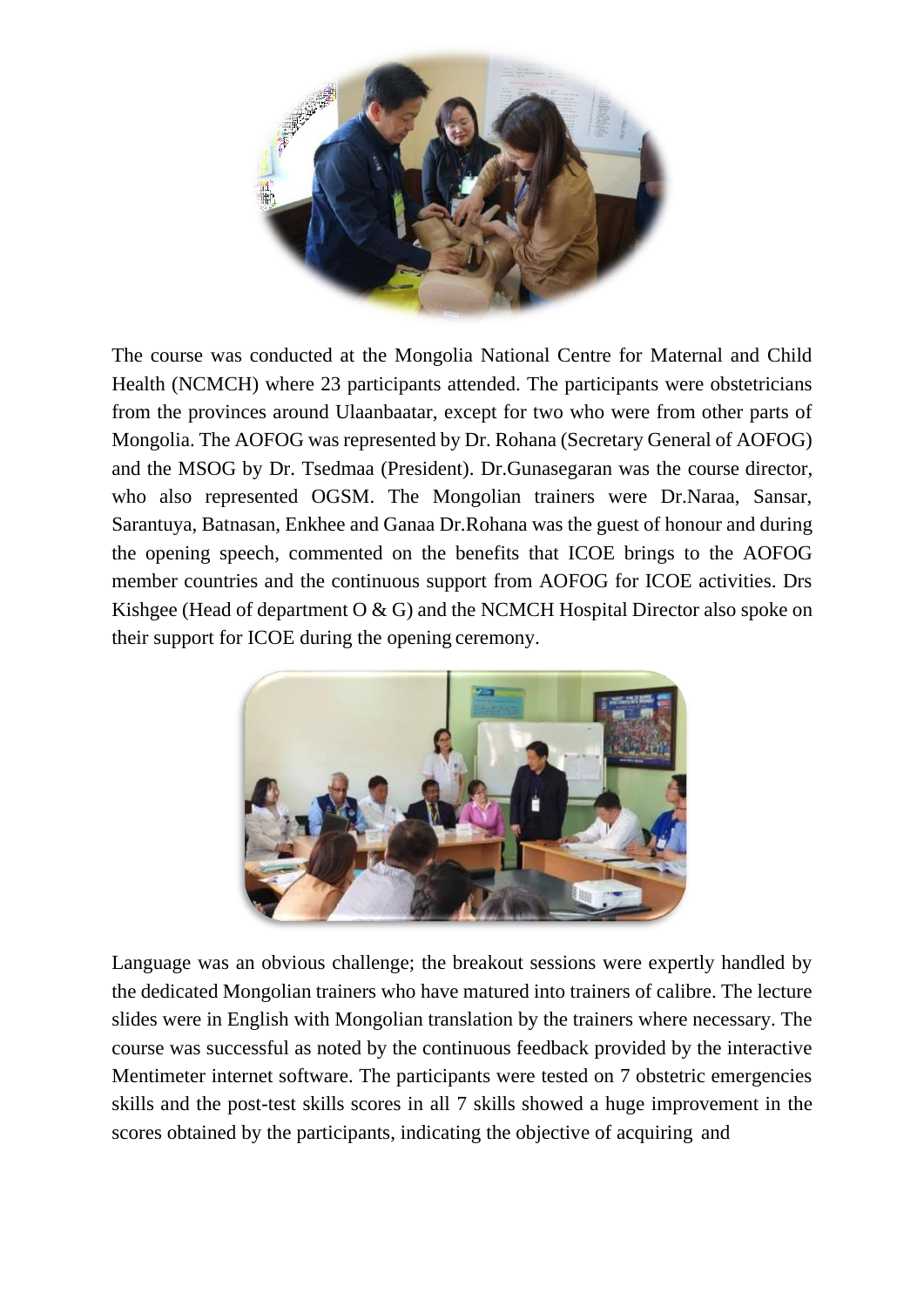The course was conducted at the Mongolia National Centre for Maternal and Child Health (NCMCH) where 23 participants attended. The participants were obstetricians from the provinces around Ulaanbaatar, except for two who were from other parts of Mongolia. The AOFOG was represented by Dr. Rohana (Secretary General of AOFOG) and the MSOG by Dr. Tsedmaa (President). Dr.Gunasegaran was the course director, who also represented OGSM. The Mongolian trainers were Dr.Naraa, Sansar, Sarantuya, Batnasan, Enkhee and Ganaa Dr.Rohana was the guest of honour and during the opening speech, commented on the benefits that ICOE brings to the AOFOG member countries and the continuous support from AOFOG for ICOE activities. Drs Kishgee (Head of department O & G) and the NCMCH Hospital Director also spoke on their support for ICOE during the opening ceremony.

Language was an obvious challenge; the breakout sessions were expertly handled by the dedicated Mongolian trainers who have matured into trainers of calibre. The lecture slides were in English with Mongolian translation by the trainers where necessary. The course was successful as noted by the continuous feedback provided by the interactive Mentimeter internet software. The participants were tested on 7 obstetric emergencies skills and the post-test skills scores in all 7 skills showed a huge improvement in the scores obtained by the participants, indicating the objective of acquiring and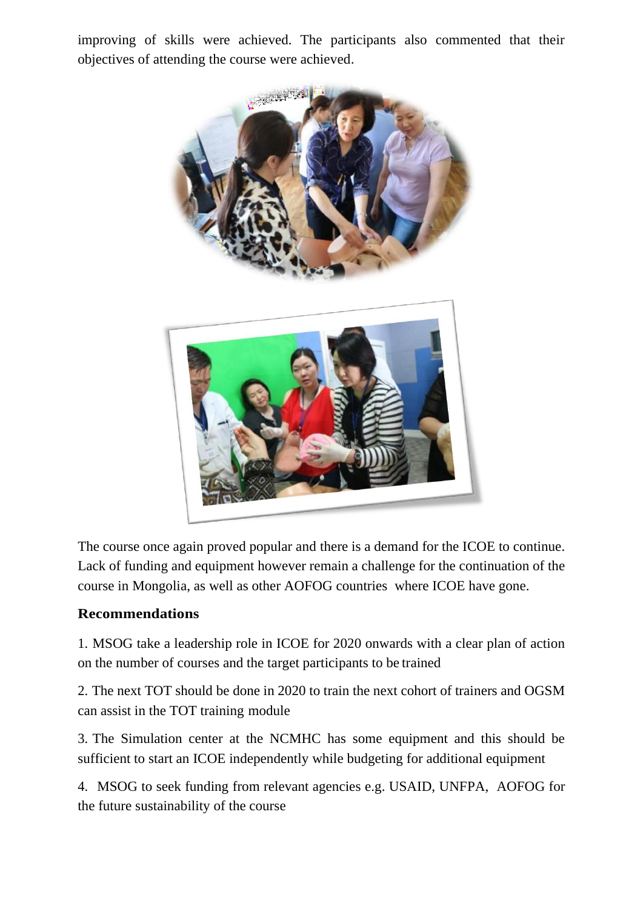improving of skills were achieved. The participants also commented that their objectives of attending the course were achieved.

The course once again proved popular and there is a demand for the ICOE to continue. Lack of funding and equipment however remain a challenge for the continuation of the course in Mongolia, as well as other AOFOG countries where ICOE have gone.

**Recommendations**

1. MSOG take a leadership role in ICOE for 2020 onwards with a clear plan of action on the number of courses and the target participants to be trained

2. The next TOT should be done in 2020 to train the next cohort of trainers and OGSM can assist in the TOT training module

3. The Simulation center at the NCMHC has some equipment and this should be sufficient to start an ICOE independently while budgeting for additional equipment

4. MSOG to seek funding from relevant agencies e.g. USAID, UNFPA, AOFOG for the future sustainability of the course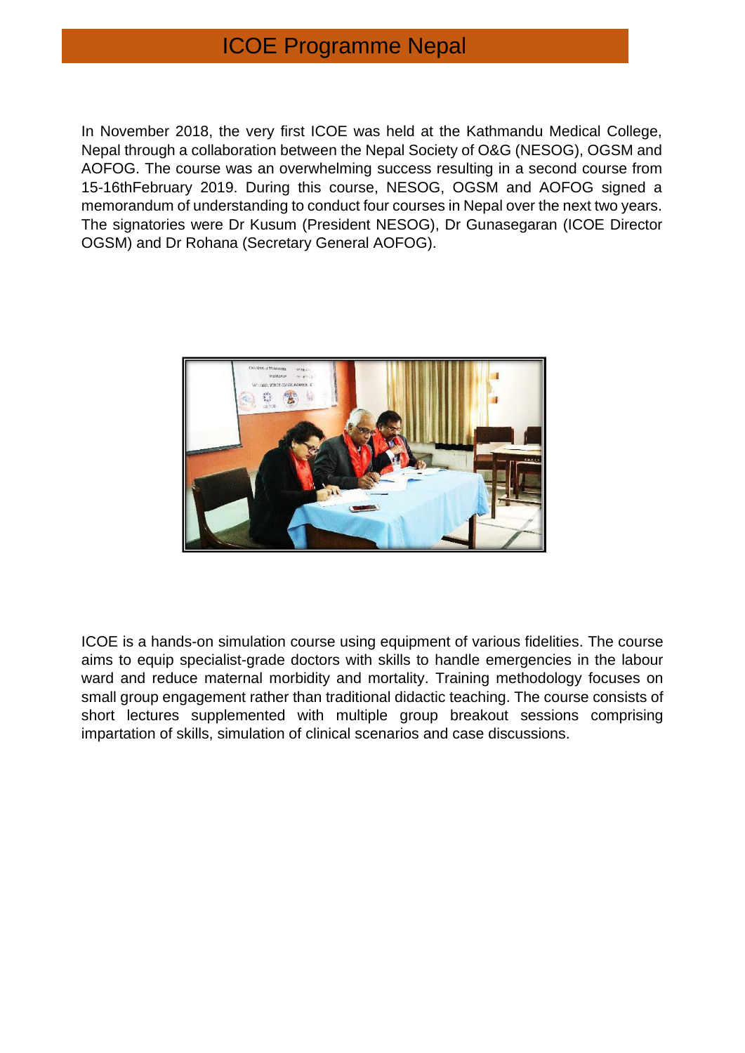# ICOE Programme Nepal

In November 2018, the very first ICOE was held at the Kathmandu Medical College, Nepal through a collaboration between the Nepal Society of O&G (NESOG), OGSM and AOFOG. The course was an overwhelming success resulting in a second course from 15-16thFebruary 2019. During this course, NESOG, OGSM and AOFOG signed a memorandum of understanding to conduct four courses in Nepal over the next two years. The signatories were Dr Kusum (President NESOG), Dr Gunasegaran (ICOE Director OGSM) and Dr Rohana (Secretary General AOFOG).

ICOE is a hands-on simulation course using equipment of various fidelities. The course aims to equip specialist-grade doctors with skills to handle emergencies in the labour ward and reduce maternal morbidity and mortality. Training methodology focuses on small group engagement rather than traditional didactic teaching. The course consists of short lectures supplemented with multiple group breakout sessions comprising impartation of skills, simulation of clinical scenarios and case discussions.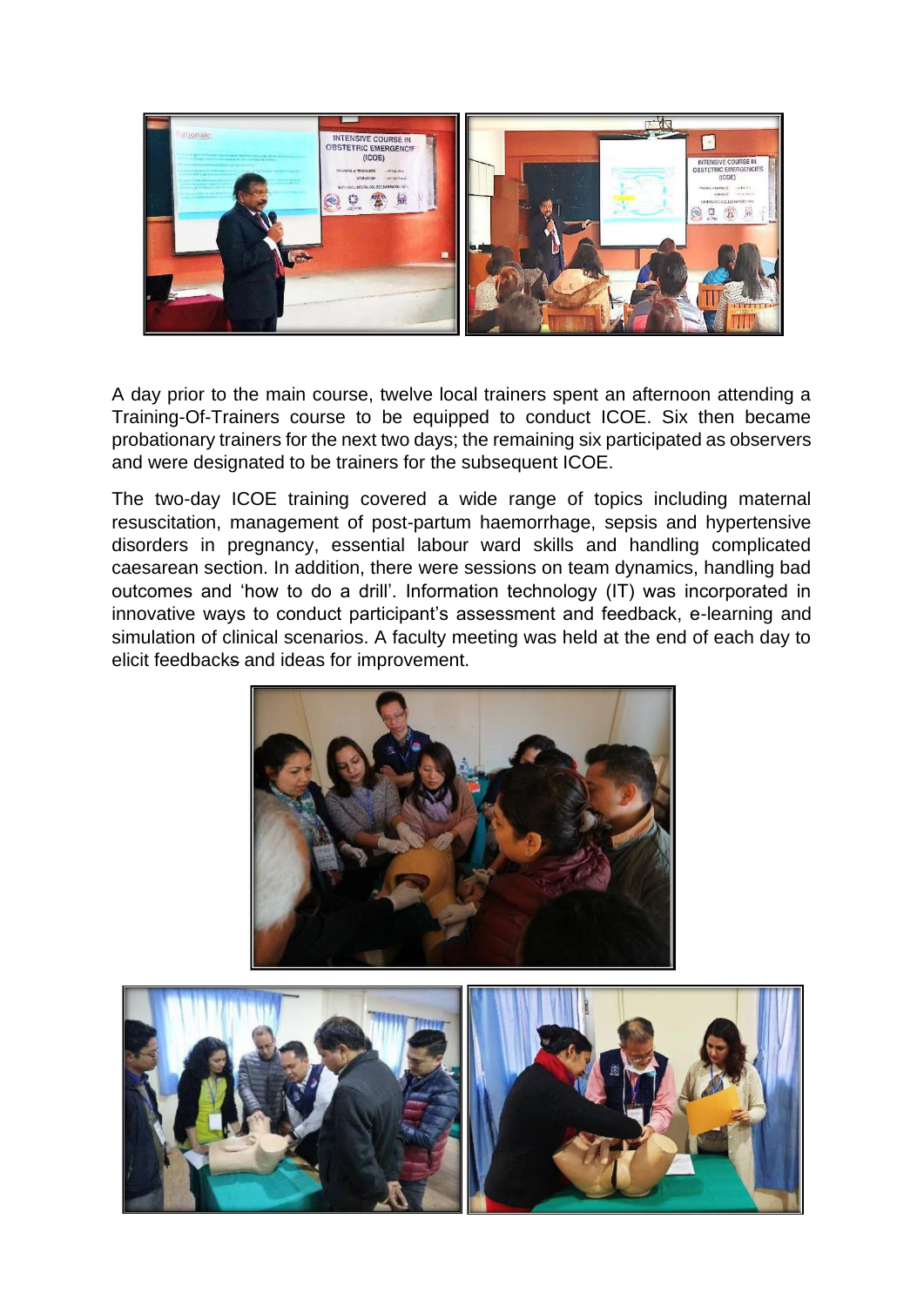A day prior to the main course, twelve local trainers spent an afternoon attending a Training-Of-Trainers course to be equipped to conduct ICOE. Six then became probationary trainers for the next two days; the remaining six participated as observers and were designated to be trainers for the subsequent ICOE.

The two-day ICOE training covered a wide range of topics including maternal resuscitation, management of post-partum haemorrhage, sepsis and hypertensive disorders in pregnancy, essential labour ward skills and handling complicated caesarean section. In addition, there were sessions on team dynamics, handling bad outcomes and 'how to do a drill'. Information technology (IT) was incorporated in innovative ways to conduct participant's assessment and feedback, e-learning and simulation of clinical scenarios. A faculty meeting was held at the end of each day to elicit feedbacks and ideas for improvement.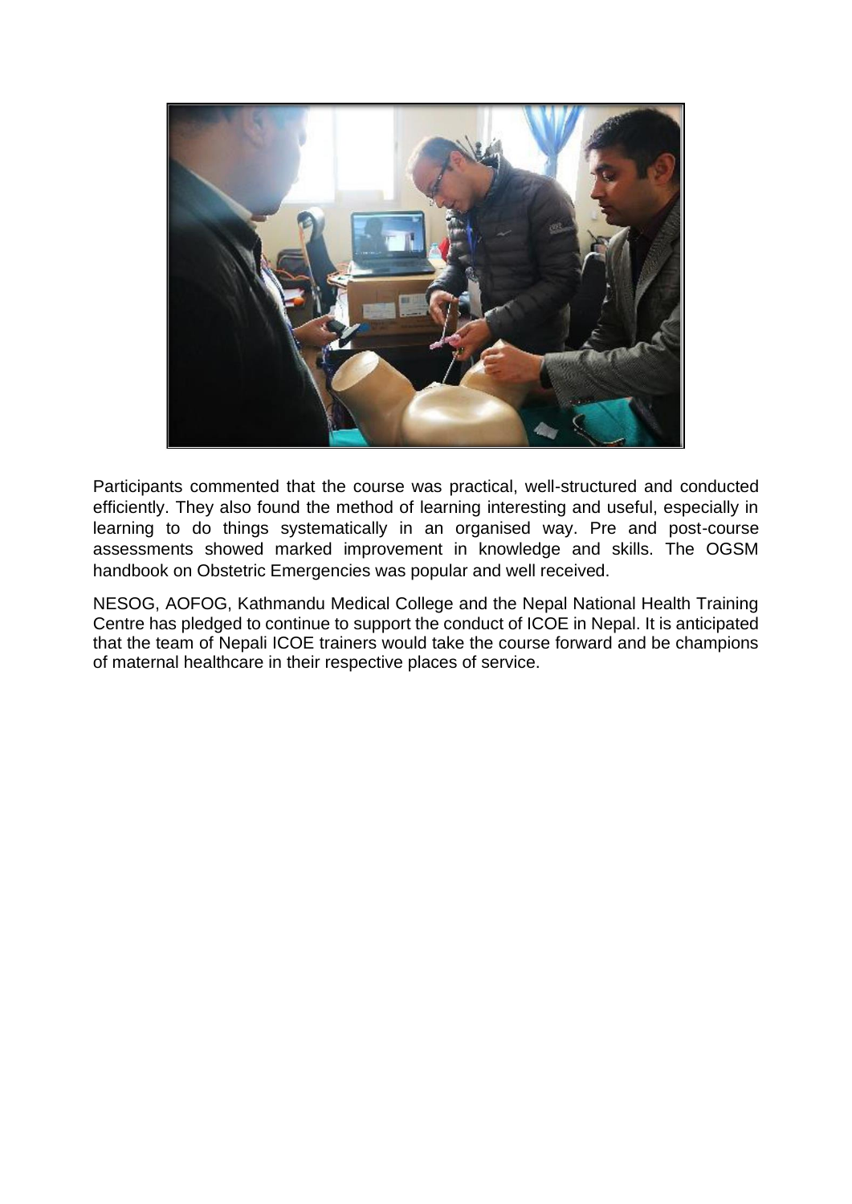Participants commented that the course was practical, well-structured and conducted efficiently. They also found the method of learning interesting and useful, especially in learning to do things systematically in an organised way. Pre and post-course assessments showed marked improvement in knowledge and skills. The OGSM handbook on Obstetric Emergencies was popular and well received.

NESOG, AOFOG, Kathmandu Medical College and the Nepal National Health Training Centre has pledged to continue to support the conduct of ICOE in Nepal. It is anticipated that the team of Nepali ICOE trainers would take the course forward and be champions of maternal healthcare in their respective places of service.